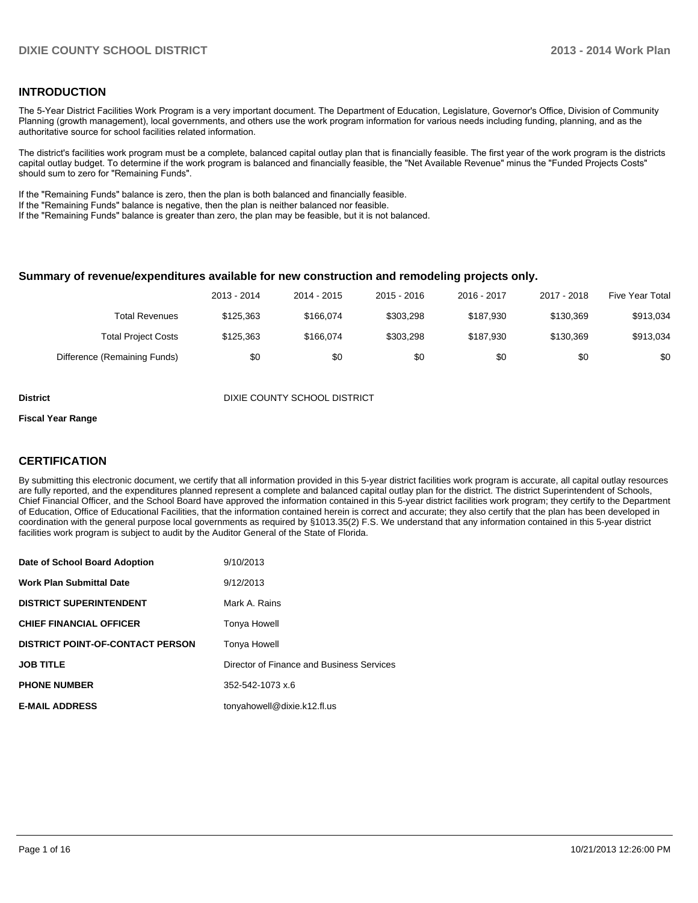## INTRODUCTION

The 5-Year District Facilities Work Program is a very important document. The Department of Education, Legislature, Governor's Office, Division of Community Planning (growth management), local governments, and others use the work program information for various needs including funding, planning, and as the authoritative source for school facilities related information.

The district's facilities work program must be a complete, balanced capital outlay plan that is financially feasible. The first year of the work program is the districts capital outlay budget. To determine if the work program is balanced and financially feasible, the "Net Available Revenue" minus the "Funded Projects Costs" should sum to zero for "Remaining Funds".

If the "Remaining Funds" balance is zero, then the plan is both balanced and financially feasible.
If the "Remaining Funds" balance is negative, then the plan is neither balanced nor feasible.
If the "Remaining Funds" balance is greater than zero, the plan may be feasible, but it is not balanced.

### Summary of revenue/expenditures available for new construction and remodeling projects only.

| | 2013 - 2014 | 2014 - 2015 | 2015 - 2016 | 2016 - 2017 | 2017 - 2018 | Five Year Total |
|---|---|---|---|---|---|---|
| Total Revenues | $125,363 | $166,074 | $303,298 | $187,930 | $130,369 | $913,034 |
| Total Project Costs | $125,363 | $166,074 | $303,298 | $187,930 | $130,369 | $913,034 |
| Difference (Remaining Funds) | $0 | $0 | $0 | $0 | $0 | $0 |

**District** DIXIE COUNTY SCHOOL DISTRICT

**Fiscal Year Range**

## CERTIFICATION

By submitting this electronic document, we certify that all information provided in this 5-year district facilities work program is accurate, all capital outlay resources are fully reported, and the expenditures planned represent a complete and balanced capital outlay plan for the district. The district Superintendent of Schools, Chief Financial Officer, and the School Board have approved the information contained in this 5-year district facilities work program; they certify to the Department of Education, Office of Educational Facilities, that the information contained herein is correct and accurate; they also certify that the plan has been developed in coordination with the general purpose local governments as required by §1013.35(2) F.S. We understand that any information contained in this 5-year district facilities work program is subject to audit by the Auditor General of the State of Florida.

| | |
|---|---|
| **Date of School Board Adoption** | 9/10/2013 |
| **Work Plan Submittal Date** | 9/12/2013 |
| **DISTRICT SUPERINTENDENT** | Mark A. Rains |
| **CHIEF FINANCIAL OFFICER** | Tonya Howell |
| **DISTRICT POINT-OF-CONTACT PERSON** | Tonya Howell |
| **JOB TITLE** | Director of Finance and Business Services |
| **PHONE NUMBER** | 352-542-1073 x.6 |
| **E-MAIL ADDRESS** | tonyahowell@dixie.k12.fl.us |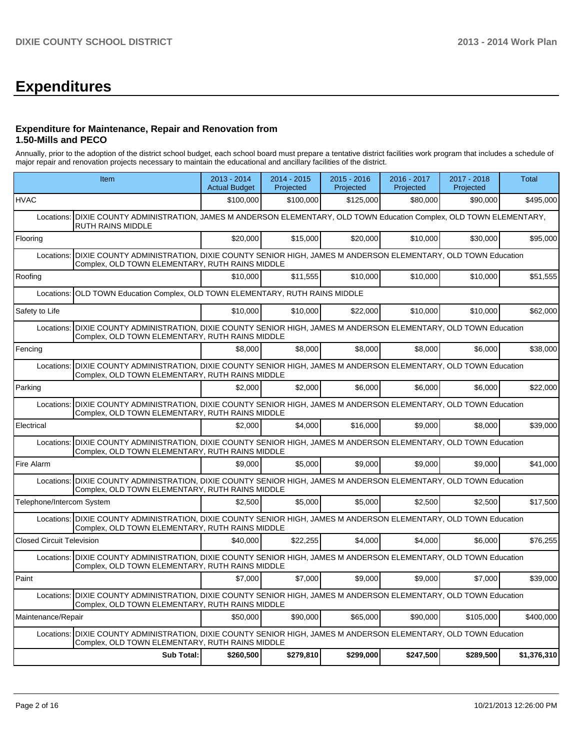# Expenditures

### Expenditure for Maintenance, Repair and Renovation from 1.50-Mills and PECO

Annually, prior to the adoption of the district school budget, each school board must prepare a tentative district facilities work program that includes a schedule of major repair and renovation projects necessary to maintain the educational and ancillary facilities of the district.

| Item | | 2013 - 2014 Actual Budget | 2014 - 2015 Projected | 2015 - 2016 Projected | 2016 - 2017 Projected | 2017 - 2018 Projected | Total |
|---|---|---|---|---|---|---|---|
| HVAC | | $100,000 | $100,000 | $125,000 | $80,000 | $90,000 | $495,000 |
| Locations: | DIXIE COUNTY ADMINISTRATION, JAMES M ANDERSON ELEMENTARY, OLD TOWN Education Complex, OLD TOWN ELEMENTARY, RUTH RAINS MIDDLE | | | | | | |
| Flooring | | $20,000 | $15,000 | $20,000 | $10,000 | $30,000 | $95,000 |
| Locations: | DIXIE COUNTY ADMINISTRATION, DIXIE COUNTY SENIOR HIGH, JAMES M ANDERSON ELEMENTARY, OLD TOWN Education Complex, OLD TOWN ELEMENTARY, RUTH RAINS MIDDLE | | | | | | |
| Roofing | | $10,000 | $11,555 | $10,000 | $10,000 | $10,000 | $51,555 |
| Locations: | OLD TOWN Education Complex, OLD TOWN ELEMENTARY, RUTH RAINS MIDDLE | | | | | | |
| Safety to Life | | $10,000 | $10,000 | $22,000 | $10,000 | $10,000 | $62,000 |
| Locations: | DIXIE COUNTY ADMINISTRATION, DIXIE COUNTY SENIOR HIGH, JAMES M ANDERSON ELEMENTARY, OLD TOWN Education Complex, OLD TOWN ELEMENTARY, RUTH RAINS MIDDLE | | | | | | |
| Fencing | | $8,000 | $8,000 | $8,000 | $8,000 | $6,000 | $38,000 |
| Locations: | DIXIE COUNTY ADMINISTRATION, DIXIE COUNTY SENIOR HIGH, JAMES M ANDERSON ELEMENTARY, OLD TOWN Education Complex, OLD TOWN ELEMENTARY, RUTH RAINS MIDDLE | | | | | | |
| Parking | | $2,000 | $2,000 | $6,000 | $6,000 | $6,000 | $22,000 |
| Locations: | DIXIE COUNTY ADMINISTRATION, DIXIE COUNTY SENIOR HIGH, JAMES M ANDERSON ELEMENTARY, OLD TOWN Education Complex, OLD TOWN ELEMENTARY, RUTH RAINS MIDDLE | | | | | | |
| Electrical | | $2,000 | $4,000 | $16,000 | $9,000 | $8,000 | $39,000 |
| Locations: | DIXIE COUNTY ADMINISTRATION, DIXIE COUNTY SENIOR HIGH, JAMES M ANDERSON ELEMENTARY, OLD TOWN Education Complex, OLD TOWN ELEMENTARY, RUTH RAINS MIDDLE | | | | | | |
| Fire Alarm | | $9,000 | $5,000 | $9,000 | $9,000 | $9,000 | $41,000 |
| Locations: | DIXIE COUNTY ADMINISTRATION, DIXIE COUNTY SENIOR HIGH, JAMES M ANDERSON ELEMENTARY, OLD TOWN Education Complex, OLD TOWN ELEMENTARY, RUTH RAINS MIDDLE | | | | | | |
| Telephone/Intercom System | | $2,500 | $5,000 | $5,000 | $2,500 | $2,500 | $17,500 |
| Locations: | DIXIE COUNTY ADMINISTRATION, DIXIE COUNTY SENIOR HIGH, JAMES M ANDERSON ELEMENTARY, OLD TOWN Education Complex, OLD TOWN ELEMENTARY, RUTH RAINS MIDDLE | | | | | | |
| Closed Circuit Television | | $40,000 | $22,255 | $4,000 | $4,000 | $6,000 | $76,255 |
| Locations: | DIXIE COUNTY ADMINISTRATION, DIXIE COUNTY SENIOR HIGH, JAMES M ANDERSON ELEMENTARY, OLD TOWN Education Complex, OLD TOWN ELEMENTARY, RUTH RAINS MIDDLE | | | | | | |
| Paint | | $7,000 | $7,000 | $9,000 | $9,000 | $7,000 | $39,000 |
| Locations: | DIXIE COUNTY ADMINISTRATION, DIXIE COUNTY SENIOR HIGH, JAMES M ANDERSON ELEMENTARY, OLD TOWN Education Complex, OLD TOWN ELEMENTARY, RUTH RAINS MIDDLE | | | | | | |
| Maintenance/Repair | | $50,000 | $90,000 | $65,000 | $90,000 | $105,000 | $400,000 |
| Locations: | DIXIE COUNTY ADMINISTRATION, DIXIE COUNTY SENIOR HIGH, JAMES M ANDERSON ELEMENTARY, OLD TOWN Education Complex, OLD TOWN ELEMENTARY, RUTH RAINS MIDDLE | | | | | | |
| | **Sub Total:** | **$260,500** | **$279,810** | **$299,000** | **$247,500** | **$289,500** | **$1,376,310** |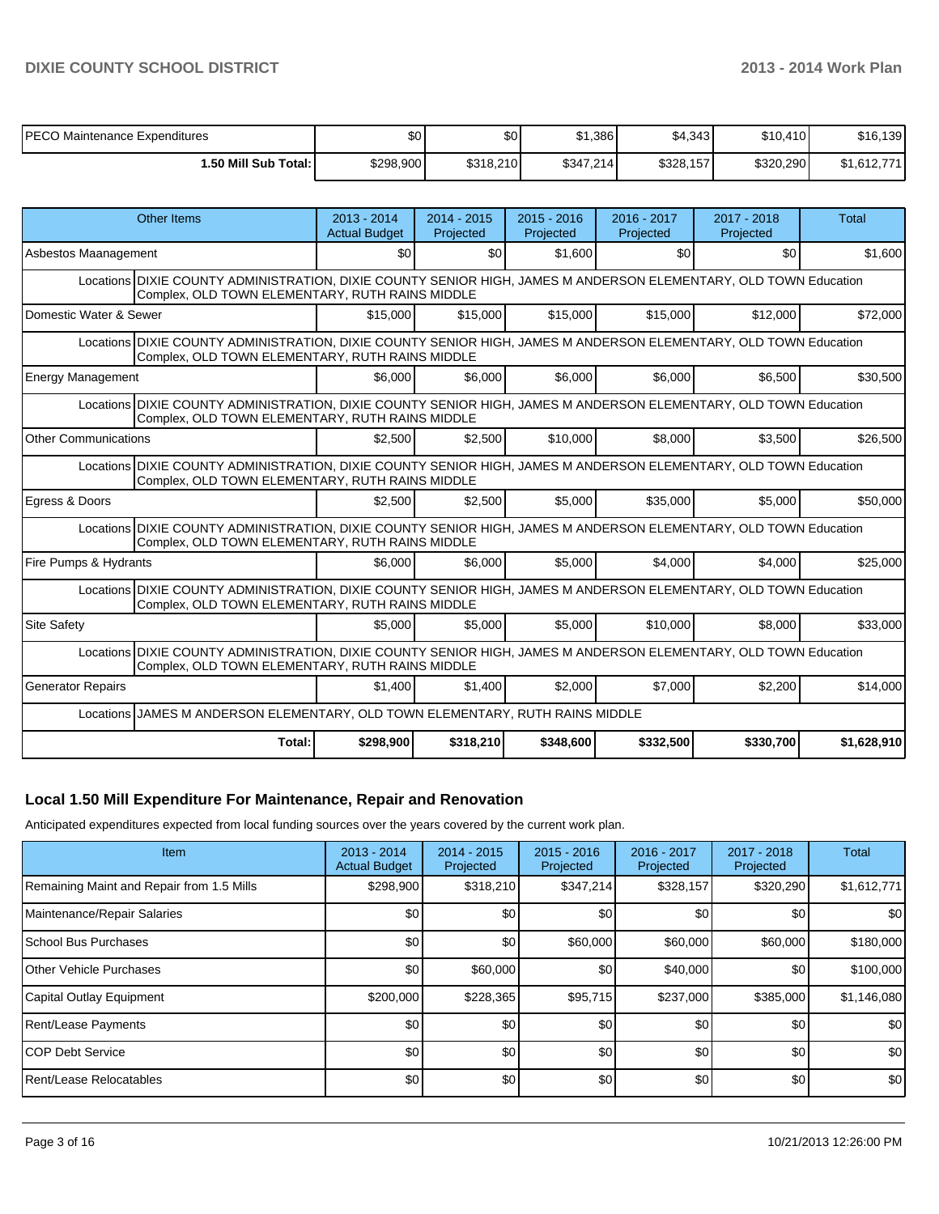| | | | | | | |
|---|---|---|---|---|---|---|
| PECO Maintenance Expenditures | $0 | $0 | $1,386 | $4,343 | $10,410 | $16,139 |
| 1.50 Mill Sub Total: | $298,900 | $318,210 | $347,214 | $328,157 | $320,290 | $1,612,771 |

| Other Items | 2013 - 2014 Actual Budget | 2014 - 2015 Projected | 2015 - 2016 Projected | 2016 - 2017 Projected | 2017 - 2018 Projected | Total |
|---|---|---|---|---|---|---|
| Asbestos Maanagement | $0 | $0 | $1,600 | $0 | $0 | $1,600 |
| Locations DIXIE COUNTY ADMINISTRATION, DIXIE COUNTY SENIOR HIGH, JAMES M ANDERSON ELEMENTARY, OLD TOWN Education Complex, OLD TOWN ELEMENTARY, RUTH RAINS MIDDLE | | | | | | |
| Domestic Water & Sewer | $15,000 | $15,000 | $15,000 | $15,000 | $12,000 | $72,000 |
| Locations DIXIE COUNTY ADMINISTRATION, DIXIE COUNTY SENIOR HIGH, JAMES M ANDERSON ELEMENTARY, OLD TOWN Education Complex, OLD TOWN ELEMENTARY, RUTH RAINS MIDDLE | | | | | | |
| Energy Management | $6,000 | $6,000 | $6,000 | $6,000 | $6,500 | $30,500 |
| Locations DIXIE COUNTY ADMINISTRATION, DIXIE COUNTY SENIOR HIGH, JAMES M ANDERSON ELEMENTARY, OLD TOWN Education Complex, OLD TOWN ELEMENTARY, RUTH RAINS MIDDLE | | | | | | |
| Other Communications | $2,500 | $2,500 | $10,000 | $8,000 | $3,500 | $26,500 |
| Locations DIXIE COUNTY ADMINISTRATION, DIXIE COUNTY SENIOR HIGH, JAMES M ANDERSON ELEMENTARY, OLD TOWN Education Complex, OLD TOWN ELEMENTARY, RUTH RAINS MIDDLE | | | | | | |
| Egress & Doors | $2,500 | $2,500 | $5,000 | $35,000 | $5,000 | $50,000 |
| Locations DIXIE COUNTY ADMINISTRATION, DIXIE COUNTY SENIOR HIGH, JAMES M ANDERSON ELEMENTARY, OLD TOWN Education Complex, OLD TOWN ELEMENTARY, RUTH RAINS MIDDLE | | | | | | |
| Fire Pumps & Hydrants | $6,000 | $6,000 | $5,000 | $4,000 | $4,000 | $25,000 |
| Locations DIXIE COUNTY ADMINISTRATION, DIXIE COUNTY SENIOR HIGH, JAMES M ANDERSON ELEMENTARY, OLD TOWN Education Complex, OLD TOWN ELEMENTARY, RUTH RAINS MIDDLE | | | | | | |
| Site Safety | $5,000 | $5,000 | $5,000 | $10,000 | $8,000 | $33,000 |
| Locations DIXIE COUNTY ADMINISTRATION, DIXIE COUNTY SENIOR HIGH, JAMES M ANDERSON ELEMENTARY, OLD TOWN Education Complex, OLD TOWN ELEMENTARY, RUTH RAINS MIDDLE | | | | | | |
| Generator Repairs | $1,400 | $1,400 | $2,000 | $7,000 | $2,200 | $14,000 |
| Locations JAMES M ANDERSON ELEMENTARY, OLD TOWN ELEMENTARY, RUTH RAINS MIDDLE | | | | | | |
| Total: | $298,900 | $318,210 | $348,600 | $332,500 | $330,700 | $1,628,910 |

## Local 1.50 Mill Expenditure For Maintenance, Repair and Renovation

Anticipated expenditures expected from local funding sources over the years covered by the current work plan.

| Item | 2013 - 2014 Actual Budget | 2014 - 2015 Projected | 2015 - 2016 Projected | 2016 - 2017 Projected | 2017 - 2018 Projected | Total |
|---|---|---|---|---|---|---|
| Remaining Maint and Repair from 1.5 Mills | $298,900 | $318,210 | $347,214 | $328,157 | $320,290 | $1,612,771 |
| Maintenance/Repair Salaries | $0 | $0 | $0 | $0 | $0 | $0 |
| School Bus Purchases | $0 | $0 | $60,000 | $60,000 | $60,000 | $180,000 |
| Other Vehicle Purchases | $0 | $60,000 | $0 | $40,000 | $0 | $100,000 |
| Capital Outlay Equipment | $200,000 | $228,365 | $95,715 | $237,000 | $385,000 | $1,146,080 |
| Rent/Lease Payments | $0 | $0 | $0 | $0 | $0 | $0 |
| COP Debt Service | $0 | $0 | $0 | $0 | $0 | $0 |
| Rent/Lease Relocatables | $0 | $0 | $0 | $0 | $0 | $0 |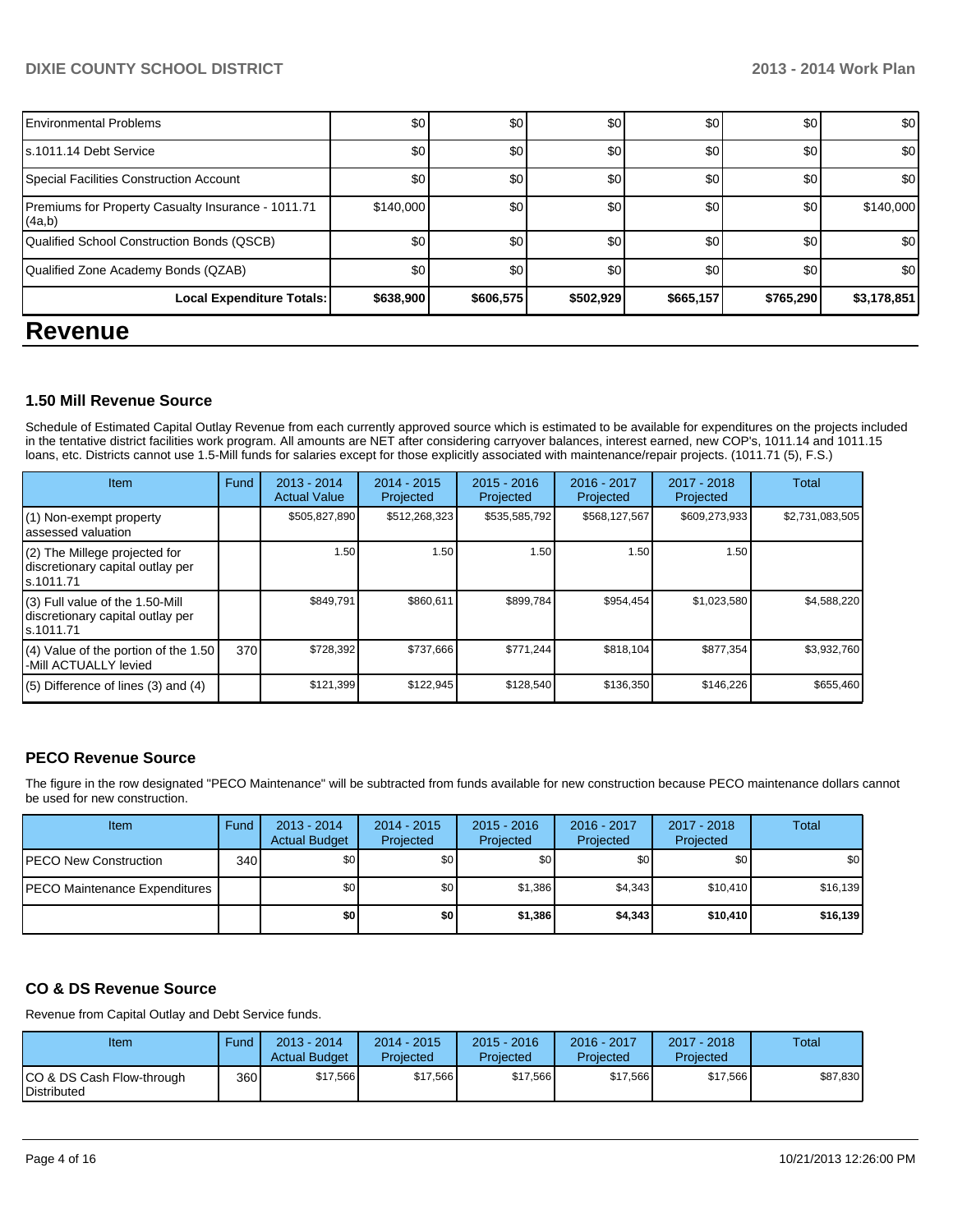| | | | | | | |
|---|---|---|---|---|---|---|
| Environmental Problems | $0 | $0 | $0 | $0 | $0 | $0 |
| s.1011.14 Debt Service | $0 | $0 | $0 | $0 | $0 | $0 |
| Special Facilities Construction Account | $0 | $0 | $0 | $0 | $0 | $0 |
| Premiums for Property Casualty Insurance - 1011.71 (4a,b) | $140,000 | $0 | $0 | $0 | $0 | $140,000 |
| Qualified School Construction Bonds (QSCB) | $0 | $0 | $0 | $0 | $0 | $0 |
| Qualified Zone Academy Bonds (QZAB) | $0 | $0 | $0 | $0 | $0 | $0 |
| **Local Expenditure Totals:** | **$638,900** | **$606,575** | **$502,929** | **$665,157** | **$765,290** | **$3,178,851** |

# Revenue

### 1.50 Mill Revenue Source

Schedule of Estimated Capital Outlay Revenue from each currently approved source which is estimated to be available for expenditures on the projects included in the tentative district facilities work program. All amounts are NET after considering carryover balances, interest earned, new COP's, 1011.14 and 1011.15 loans, etc. Districts cannot use 1.5-Mill funds for salaries except for those explicitly associated with maintenance/repair projects. (1011.71 (5), F.S.)

| Item | Fund | 2013 - 2014 Actual Value | 2014 - 2015 Projected | 2015 - 2016 Projected | 2016 - 2017 Projected | 2017 - 2018 Projected | Total |
|---|---|---|---|---|---|---|---|
| (1) Non-exempt property assessed valuation | | $505,827,890 | $512,268,323 | $535,585,792 | $568,127,567 | $609,273,933 | $2,731,083,505 |
| (2) The Millege projected for discretionary capital outlay per s.1011.71 | | 1.50 | 1.50 | 1.50 | 1.50 | 1.50 | |
| (3) Full value of the 1.50-Mill discretionary capital outlay per s.1011.71 | | $849,791 | $860,611 | $899,784 | $954,454 | $1,023,580 | $4,588,220 |
| (4) Value of the portion of the 1.50 -Mill ACTUALLY levied | 370 | $728,392 | $737,666 | $771,244 | $818,104 | $877,354 | $3,932,760 |
| (5) Difference of lines (3) and (4) | | $121,399 | $122,945 | $128,540 | $136,350 | $146,226 | $655,460 |

### PECO Revenue Source

The figure in the row designated "PECO Maintenance" will be subtracted from funds available for new construction because PECO maintenance dollars cannot be used for new construction.

| Item | Fund | 2013 - 2014 Actual Budget | 2014 - 2015 Projected | 2015 - 2016 Projected | 2016 - 2017 Projected | 2017 - 2018 Projected | Total |
|---|---|---|---|---|---|---|---|
| PECO New Construction | 340 | $0 | $0 | $0 | $0 | $0 | $0 |
| PECO Maintenance Expenditures | | $0 | $0 | $1,386 | $4,343 | $10,410 | $16,139 |
| | | **$0** | **$0** | **$1,386** | **$4,343** | **$10,410** | **$16,139** |

### CO & DS Revenue Source

Revenue from Capital Outlay and Debt Service funds.

| Item | Fund | 2013 - 2014 Actual Budget | 2014 - 2015 Projected | 2015 - 2016 Projected | 2016 - 2017 Projected | 2017 - 2018 Projected | Total |
|---|---|---|---|---|---|---|---|
| CO & DS Cash Flow-through Distributed | 360 | $17,566 | $17,566 | $17,566 | $17,566 | $17,566 | $87,830 |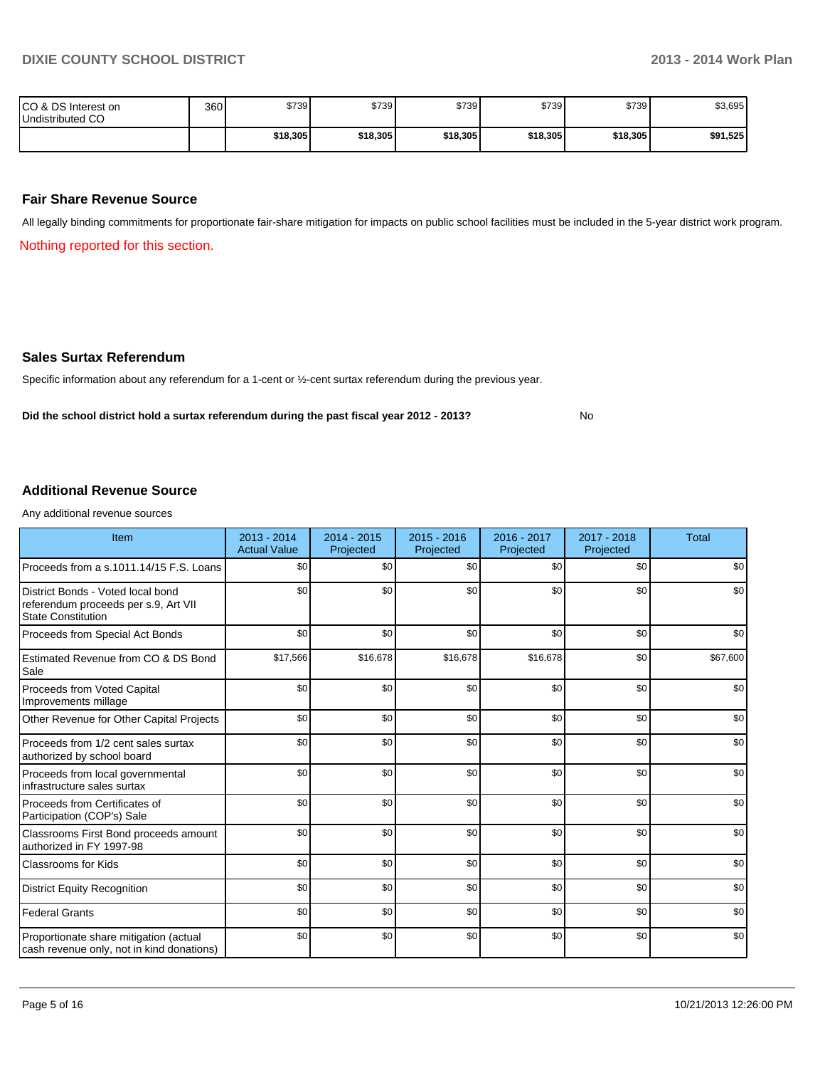| CO & DS Interest on Undistributed CO | 360 | $739 | $739 | $739 | $739 | $739 | $3,695 |
|---|---|---|---|---|---|---|---|
| | | **$18,305** | **$18,305** | **$18,305** | **$18,305** | **$18,305** | **$91,525** |

## Fair Share Revenue Source

All legally binding commitments for proportionate fair-share mitigation for impacts on public school facilities must be included in the 5-year district work program.

Nothing reported for this section.

## Sales Surtax Referendum

Specific information about any referendum for a 1-cent or ½-cent surtax referendum during the previous year.

**Did the school district hold a surtax referendum during the past fiscal year 2012 - 2013?** No

## Additional Revenue Source

Any additional revenue sources

| Item | 2013 - 2014 Actual Value | 2014 - 2015 Projected | 2015 - 2016 Projected | 2016 - 2017 Projected | 2017 - 2018 Projected | Total |
|---|---|---|---|---|---|---|
| Proceeds from a s.1011.14/15 F.S. Loans | $0 | $0 | $0 | $0 | $0 | $0 |
| District Bonds - Voted local bond referendum proceeds per s.9, Art VII State Constitution | $0 | $0 | $0 | $0 | $0 | $0 |
| Proceeds from Special Act Bonds | $0 | $0 | $0 | $0 | $0 | $0 |
| Estimated Revenue from CO & DS Bond Sale | $17,566 | $16,678 | $16,678 | $16,678 | $0 | $67,600 |
| Proceeds from Voted Capital Improvements millage | $0 | $0 | $0 | $0 | $0 | $0 |
| Other Revenue for Other Capital Projects | $0 | $0 | $0 | $0 | $0 | $0 |
| Proceeds from 1/2 cent sales surtax authorized by school board | $0 | $0 | $0 | $0 | $0 | $0 |
| Proceeds from local governmental infrastructure sales surtax | $0 | $0 | $0 | $0 | $0 | $0 |
| Proceeds from Certificates of Participation (COP's) Sale | $0 | $0 | $0 | $0 | $0 | $0 |
| Classrooms First Bond proceeds amount authorized in FY 1997-98 | $0 | $0 | $0 | $0 | $0 | $0 |
| Classrooms for Kids | $0 | $0 | $0 | $0 | $0 | $0 |
| District Equity Recognition | $0 | $0 | $0 | $0 | $0 | $0 |
| Federal Grants | $0 | $0 | $0 | $0 | $0 | $0 |
| Proportionate share mitigation (actual cash revenue only, not in kind donations) | $0 | $0 | $0 | $0 | $0 | $0 |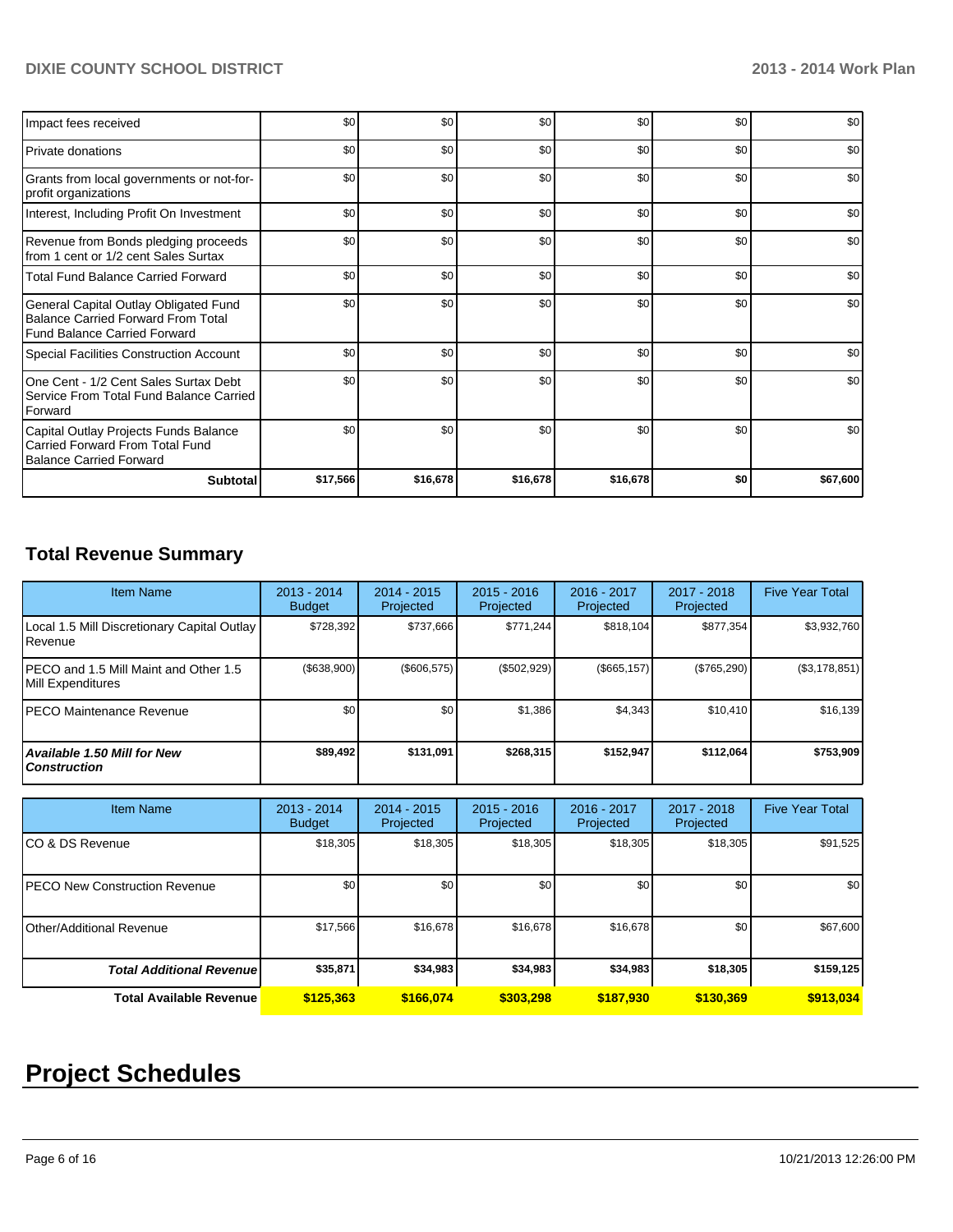| | | | | | | |
|---|---|---|---|---|---|---|
| Impact fees received | $0 | $0 | $0 | $0 | $0 | $0 |
| Private donations | $0 | $0 | $0 | $0 | $0 | $0 |
| Grants from local governments or not-for-profit organizations | $0 | $0 | $0 | $0 | $0 | $0 |
| Interest, Including Profit On Investment | $0 | $0 | $0 | $0 | $0 | $0 |
| Revenue from Bonds pledging proceeds from 1 cent or 1/2 cent Sales Surtax | $0 | $0 | $0 | $0 | $0 | $0 |
| Total Fund Balance Carried Forward | $0 | $0 | $0 | $0 | $0 | $0 |
| General Capital Outlay Obligated Fund Balance Carried Forward From Total Fund Balance Carried Forward | $0 | $0 | $0 | $0 | $0 | $0 |
| Special Facilities Construction Account | $0 | $0 | $0 | $0 | $0 | $0 |
| One Cent - 1/2 Cent Sales Surtax Debt Service From Total Fund Balance Carried Forward | $0 | $0 | $0 | $0 | $0 | $0 |
| Capital Outlay Projects Funds Balance Carried Forward From Total Fund Balance Carried Forward | $0 | $0 | $0 | $0 | $0 | $0 |
| **Subtotal** | **$17,566** | **$16,678** | **$16,678** | **$16,678** | **$0** | **$67,600** |

## Total Revenue Summary

| Item Name | 2013 - 2014 Budget | 2014 - 2015 Projected | 2015 - 2016 Projected | 2016 - 2017 Projected | 2017 - 2018 Projected | Five Year Total |
|---|---|---|---|---|---|---|
| Local 1.5 Mill Discretionary Capital Outlay Revenue | $728,392 | $737,666 | $771,244 | $818,104 | $877,354 | $3,932,760 |
| PECO and 1.5 Mill Maint and Other 1.5 Mill Expenditures | ($638,900) | ($606,575) | ($502,929) | ($665,157) | ($765,290) | ($3,178,851) |
| PECO Maintenance Revenue | $0 | $0 | $1,386 | $4,343 | $10,410 | $16,139 |
| ***Available 1.50 Mill for New Construction*** | **$89,492** | **$131,091** | **$268,315** | **$152,947** | **$112,064** | **$753,909** |

| Item Name | 2013 - 2014 Budget | 2014 - 2015 Projected | 2015 - 2016 Projected | 2016 - 2017 Projected | 2017 - 2018 Projected | Five Year Total |
|---|---|---|---|---|---|---|
| CO & DS Revenue | $18,305 | $18,305 | $18,305 | $18,305 | $18,305 | $91,525 |
| PECO New Construction Revenue | $0 | $0 | $0 | $0 | $0 | $0 |
| Other/Additional Revenue | $17,566 | $16,678 | $16,678 | $16,678 | $0 | $67,600 |
| ***Total Additional Revenue*** | **$35,871** | **$34,983** | **$34,983** | **$34,983** | **$18,305** | **$159,125** |
| **Total Available Revenue** | **$125,363** | **$166,074** | **$303,298** | **$187,930** | **$130,369** | **$913,034** |

# Project Schedules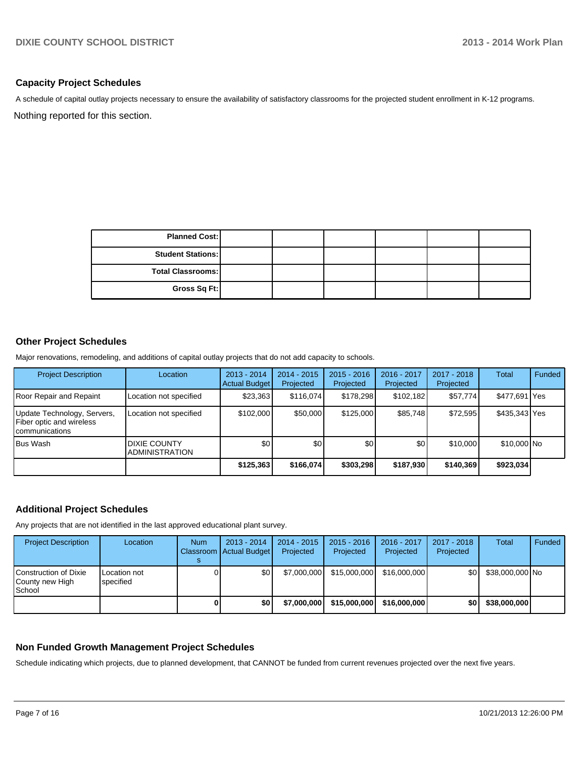## Capacity Project Schedules

A schedule of capital outlay projects necessary to ensure the availability of satisfactory classrooms for the projected student enrollment in K-12 programs.

Nothing reported for this section.

| | | | | | | |
|---|---|---|---|---|---|---|
| **Planned Cost:** | | | | | | |
| **Student Stations:** | | | | | | |
| **Total Classrooms:** | | | | | | |
| **Gross Sq Ft:** | | | | | | |

## Other Project Schedules

Major renovations, remodeling, and additions of capital outlay projects that do not add capacity to schools.

| Project Description | Location | 2013 - 2014 Actual Budget | 2014 - 2015 Projected | 2015 - 2016 Projected | 2016 - 2017 Projected | 2017 - 2018 Projected | Total | Funded |
|---|---|---|---|---|---|---|---|---|
| Roor Repair and Repaint | Location not specified | $23,363 | $116,074 | $178,298 | $102,182 | $57,774 | $477,691 | Yes |
| Update Technology, Servers, Fiber optic and wireless communications | Location not specified | $102,000 | $50,000 | $125,000 | $85,748 | $72,595 | $435,343 | Yes |
| Bus Wash | DIXIE COUNTY ADMINISTRATION | $0 | $0 | $0 | $0 | $10,000 | $10,000 | No |
| | | **$125,363** | **$166,074** | **$303,298** | **$187,930** | **$140,369** | **$923,034** | |

## Additional Project Schedules

Any projects that are not identified in the last approved educational plant survey.

| Project Description | Location | Num Classrooms | 2013 - 2014 Actual Budget | 2014 - 2015 Projected | 2015 - 2016 Projected | 2016 - 2017 Projected | 2017 - 2018 Projected | Total | Funded |
|---|---|---|---|---|---|---|---|---|---|
| Construction of Dixie County new High School | Location not specified | 0 | $0 | $7,000,000 | $15,000,000 | $16,000,000 | $0 | $38,000,000 | No |
| | | **0** | **$0** | **$7,000,000** | **$15,000,000** | **$16,000,000** | **$0** | **$38,000,000** | |

## Non Funded Growth Management Project Schedules

Schedule indicating which projects, due to planned development, that CANNOT be funded from current revenues projected over the next five years.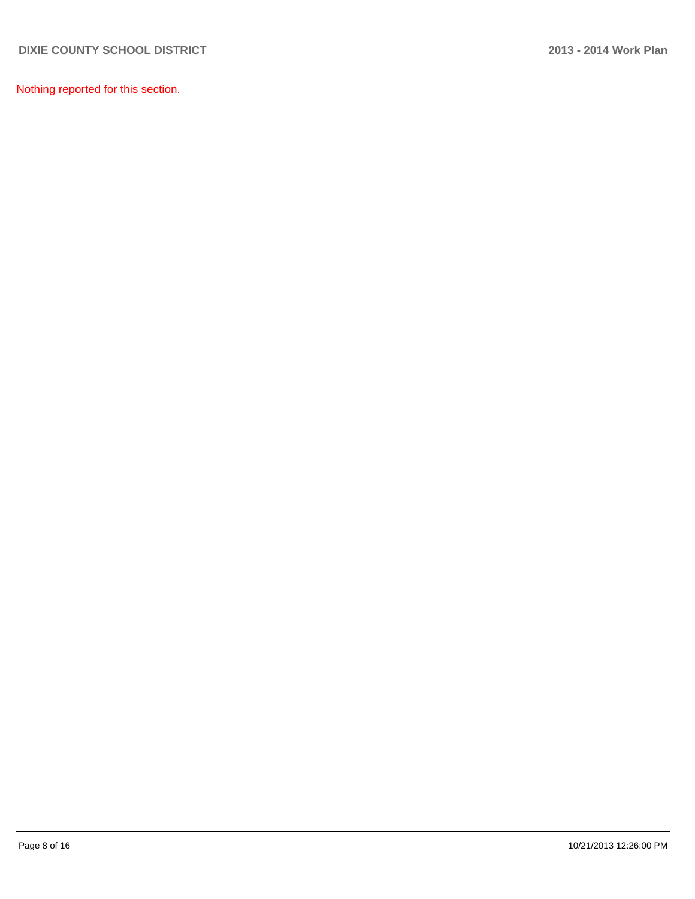Nothing reported for this section.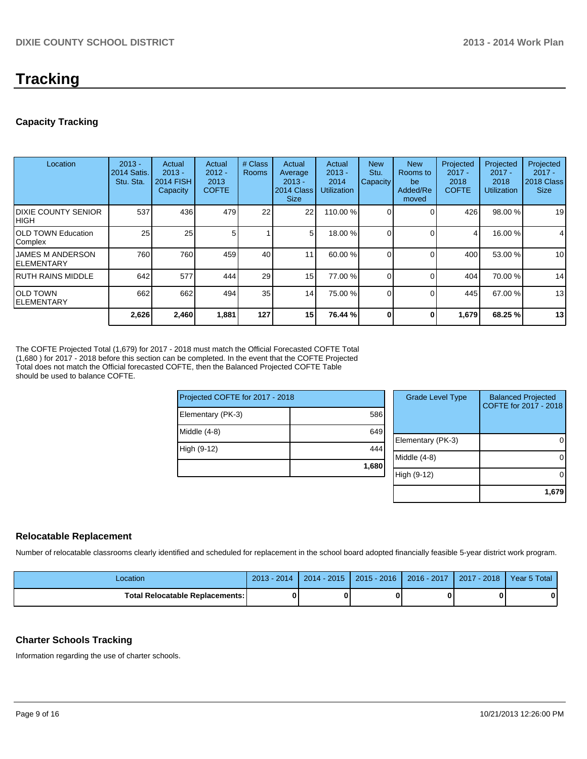# Tracking

## Capacity Tracking

| Location | 2013 - 2014 Satis. Stu. Sta. | Actual 2013 - 2014 FISH Capacity | Actual 2012 - 2013 COFTE | # Class Rooms | Actual Average 2013 - 2014 Class Size | Actual 2013 - 2014 Utilization | New Stu. Capacity | New Rooms to be Added/Removed | Projected 2017 - 2018 COFTE | Projected 2017 - 2018 Utilization | Projected 2017 - 2018 Class Size |
|---|---|---|---|---|---|---|---|---|---|---|---|
| DIXIE COUNTY SENIOR HIGH | 537 | 436 | 479 | 22 | 22 | 110.00 % | 0 | 0 | 426 | 98.00 % | 19 |
| OLD TOWN Education Complex | 25 | 25 | 5 | 1 | 5 | 18.00 % | 0 | 0 | 4 | 16.00 % | 4 |
| JAMES M ANDERSON ELEMENTARY | 760 | 760 | 459 | 40 | 11 | 60.00 % | 0 | 0 | 400 | 53.00 % | 10 |
| RUTH RAINS MIDDLE | 642 | 577 | 444 | 29 | 15 | 77.00 % | 0 | 0 | 404 | 70.00 % | 14 |
| OLD TOWN ELEMENTARY | 662 | 662 | 494 | 35 | 14 | 75.00 % | 0 | 0 | 445 | 67.00 % | 13 |
| | **2,626** | **2,460** | **1,881** | **127** | **15** | **76.44 %** | **0** | **0** | **1,679** | **68.25 %** | **13** |

The COFTE Projected Total (1,679) for 2017 - 2018 must match the Official Forecasted COFTE Total (1,680 ) for 2017 - 2018 before this section can be completed. In the event that the COFTE Projected Total does not match the Official forecasted COFTE, then the Balanced Projected COFTE Table should be used to balance COFTE.

| Projected COFTE for 2017 - 2018 | |
|---|---|
| Elementary (PK-3) | 586 |
| Middle (4-8) | 649 |
| High (9-12) | 444 |
| | **1,680** |

| Grade Level Type | Balanced Projected COFTE for 2017 - 2018 |
|---|---|
| Elementary (PK-3) | 0 |
| Middle (4-8) | 0 |
| High (9-12) | 0 |
| | **1,679** |

## Relocatable Replacement

Number of relocatable classrooms clearly identified and scheduled for replacement in the school board adopted financially feasible 5-year district work program.

| Location | 2013 - 2014 | 2014 - 2015 | 2015 - 2016 | 2016 - 2017 | 2017 - 2018 | Year 5 Total |
|---|---|---|---|---|---|---|
| **Total Relocatable Replacements:** | **0** | **0** | **0** | **0** | **0** | **0** |

## Charter Schools Tracking

Information regarding the use of charter schools.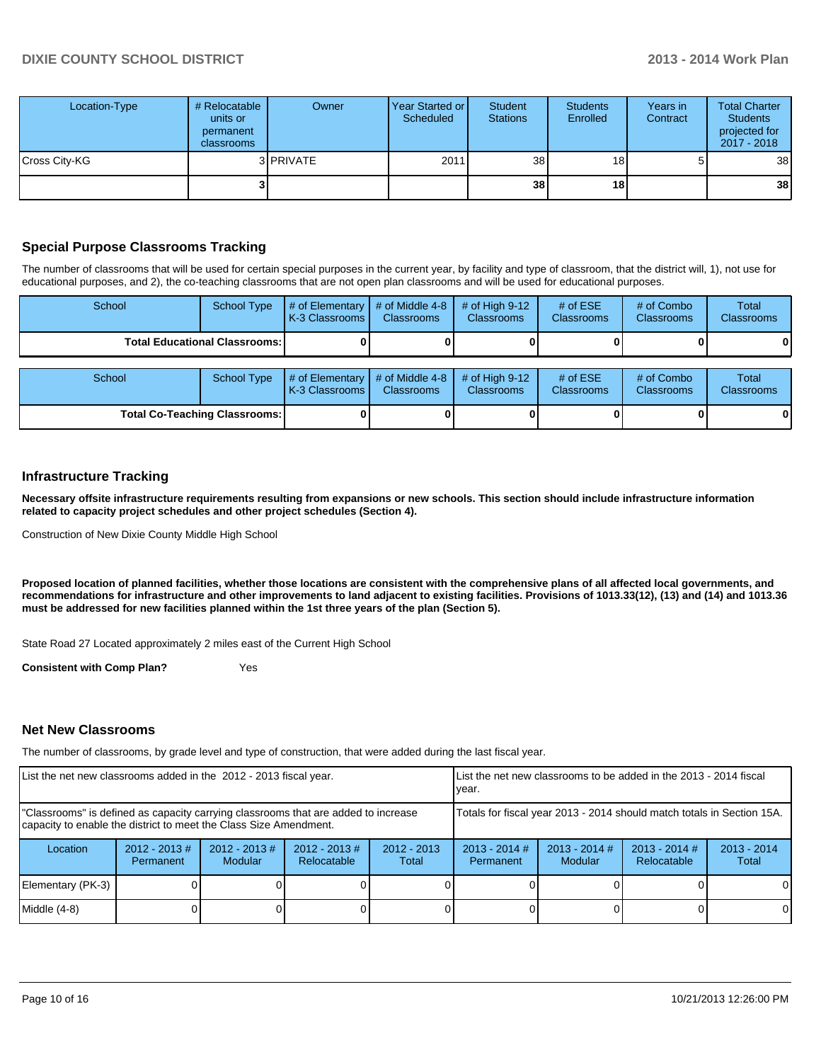| Location-Type | # Relocatable units or permanent classrooms | Owner | Year Started or Scheduled | Student Stations | Students Enrolled | Years in Contract | Total Charter Students projected for 2017 - 2018 |
|---|---|---|---|---|---|---|---|
| Cross City-KG | 3 | PRIVATE | 2011 | 38 | 18 | 5 | 38 |
| | **3** | | | **38** | **18** | | **38** |

## Special Purpose Classrooms Tracking

The number of classrooms that will be used for certain special purposes in the current year, by facility and type of classroom, that the district will, 1), not use for educational purposes, and 2), the co-teaching classrooms that are not open plan classrooms and will be used for educational purposes.

| School | School Type | # of Elementary K-3 Classrooms | # of Middle 4-8 Classrooms | # of High 9-12 Classrooms | # of ESE Classrooms | # of Combo Classrooms | Total Classrooms |
|---|---|---|---|---|---|---|---|
| **Total Educational Classrooms:** | | **0** | **0** | **0** | **0** | **0** | **0** |

| School | School Type | # of Elementary K-3 Classrooms | # of Middle 4-8 Classrooms | # of High 9-12 Classrooms | # of ESE Classrooms | # of Combo Classrooms | Total Classrooms |
|---|---|---|---|---|---|---|---|
| **Total Co-Teaching Classrooms:** | | **0** | **0** | **0** | **0** | **0** | **0** |

## Infrastructure Tracking

**Necessary offsite infrastructure requirements resulting from expansions or new schools. This section should include infrastructure information related to capacity project schedules and other project schedules (Section 4).**

Construction of New Dixie County Middle High School

**Proposed location of planned facilities, whether those locations are consistent with the comprehensive plans of all affected local governments, and recommendations for infrastructure and other improvements to land adjacent to existing facilities. Provisions of 1013.33(12), (13) and (14) and 1013.36 must be addressed for new facilities planned within the 1st three years of the plan (Section 5).**

State Road 27 Located approximately 2 miles east of the Current High School

**Consistent with Comp Plan?** Yes

## Net New Classrooms

The number of classrooms, by grade level and type of construction, that were added during the last fiscal year.

| List the net new classrooms added in the 2012 - 2013 fiscal year. | | | | | List the net new classrooms to be added in the 2013 - 2014 fiscal year. | | | |
|---|---|---|---|---|---|---|---|---|
| "Classrooms" is defined as capacity carrying classrooms that are added to increase capacity to enable the district to meet the Class Size Amendment. | | | | | Totals for fiscal year 2013 - 2014 should match totals in Section 15A. | | | |
| Location | 2012 - 2013 # Permanent | 2012 - 2013 # Modular | 2012 - 2013 # Relocatable | 2012 - 2013 Total | 2013 - 2014 # Permanent | 2013 - 2014 # Modular | 2013 - 2014 # Relocatable | 2013 - 2014 Total |
| Elementary (PK-3) | 0 | 0 | 0 | 0 | 0 | 0 | 0 | 0 |
| Middle (4-8) | 0 | 0 | 0 | 0 | 0 | 0 | 0 | 0 |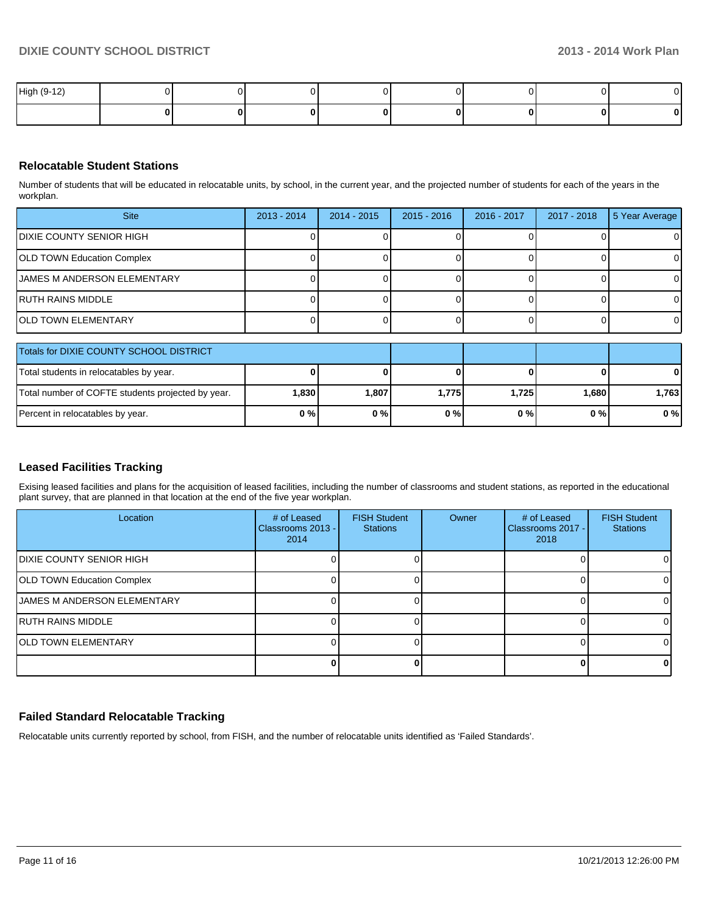| High (9-12) | 0 | 0 | 0 | 0 | 0 | 0 | 0 | 0 |
| --- | --- | --- | --- | --- | --- | --- | --- | --- |
| | **0** | **0** | **0** | **0** | **0** | **0** | **0** | **0** |

## Relocatable Student Stations

Number of students that will be educated in relocatable units, by school, in the current year, and the projected number of students for each of the years in the workplan.

| Site | 2013 - 2014 | 2014 - 2015 | 2015 - 2016 | 2016 - 2017 | 2017 - 2018 | 5 Year Average |
| --- | --- | --- | --- | --- | --- | --- |
| DIXIE COUNTY SENIOR HIGH | 0 | 0 | 0 | 0 | 0 | 0 |
| OLD TOWN Education Complex | 0 | 0 | 0 | 0 | 0 | 0 |
| JAMES M ANDERSON ELEMENTARY | 0 | 0 | 0 | 0 | 0 | 0 |
| RUTH RAINS MIDDLE | 0 | 0 | 0 | 0 | 0 | 0 |
| OLD TOWN ELEMENTARY | 0 | 0 | 0 | 0 | 0 | 0 |

| Totals for DIXIE COUNTY SCHOOL DISTRICT | | | | | | |
| --- | --- | --- | --- | --- | --- | --- |
| Total students in relocatables by year. | **0** | **0** | **0** | **0** | **0** | **0** |
| Total number of COFTE students projected by year. | **1,830** | **1,807** | **1,775** | **1,725** | **1,680** | **1,763** |
| Percent in relocatables by year. | **0 %** | **0 %** | **0 %** | **0 %** | **0 %** | **0 %** |

## Leased Facilities Tracking

Exising leased facilities and plans for the acquisition of leased facilities, including the number of classrooms and student stations, as reported in the educational plant survey, that are planned in that location at the end of the five year workplan.

| Location | # of Leased Classrooms 2013 - 2014 | FISH Student Stations | Owner | # of Leased Classrooms 2017 - 2018 | FISH Student Stations |
| --- | --- | --- | --- | --- | --- |
| DIXIE COUNTY SENIOR HIGH | 0 | 0 | | 0 | 0 |
| OLD TOWN Education Complex | 0 | 0 | | 0 | 0 |
| JAMES M ANDERSON ELEMENTARY | 0 | 0 | | 0 | 0 |
| RUTH RAINS MIDDLE | 0 | 0 | | 0 | 0 |
| OLD TOWN ELEMENTARY | 0 | 0 | | 0 | 0 |
| | **0** | **0** | | **0** | **0** |

## Failed Standard Relocatable Tracking

Relocatable units currently reported by school, from FISH, and the number of relocatable units identified as 'Failed Standards'.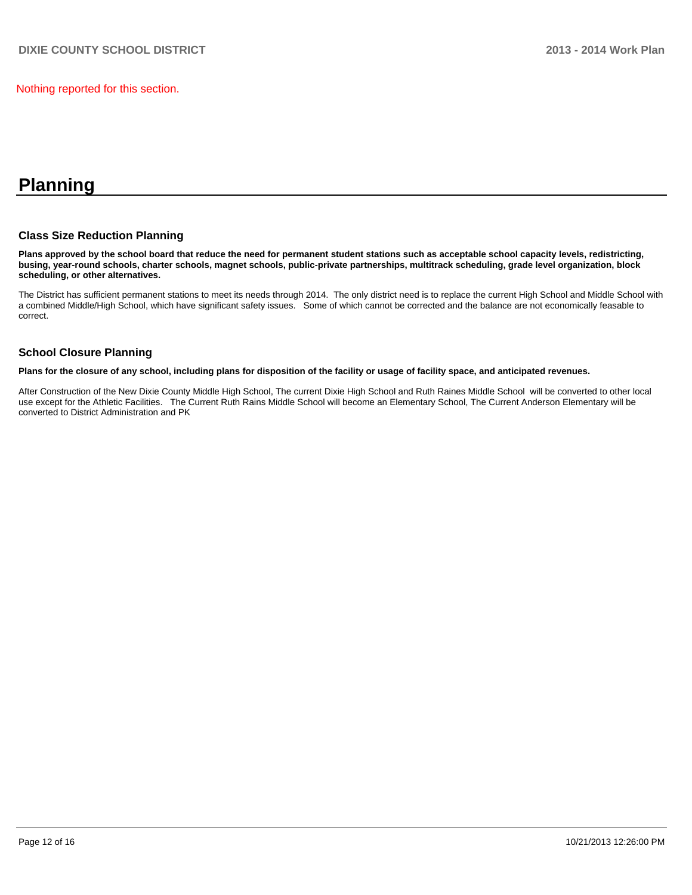Nothing reported for this section.

# Planning

## Class Size Reduction Planning

**Plans approved by the school board that reduce the need for permanent student stations such as acceptable school capacity levels, redistricting, busing, year-round schools, charter schools, magnet schools, public-private partnerships, multitrack scheduling, grade level organization, block scheduling, or other alternatives.**

The District has sufficient permanent stations to meet its needs through 2014. The only district need is to replace the current High School and Middle School with a combined Middle/High School, which have significant safety issues. Some of which cannot be corrected and the balance are not economically feasable to correct.

## School Closure Planning

**Plans for the closure of any school, including plans for disposition of the facility or usage of facility space, and anticipated revenues.**

After Construction of the New Dixie County Middle High School, The current Dixie High School and Ruth Raines Middle School will be converted to other local use except for the Athletic Facilities. The Current Ruth Rains Middle School will become an Elementary School, The Current Anderson Elementary will be converted to District Administration and PK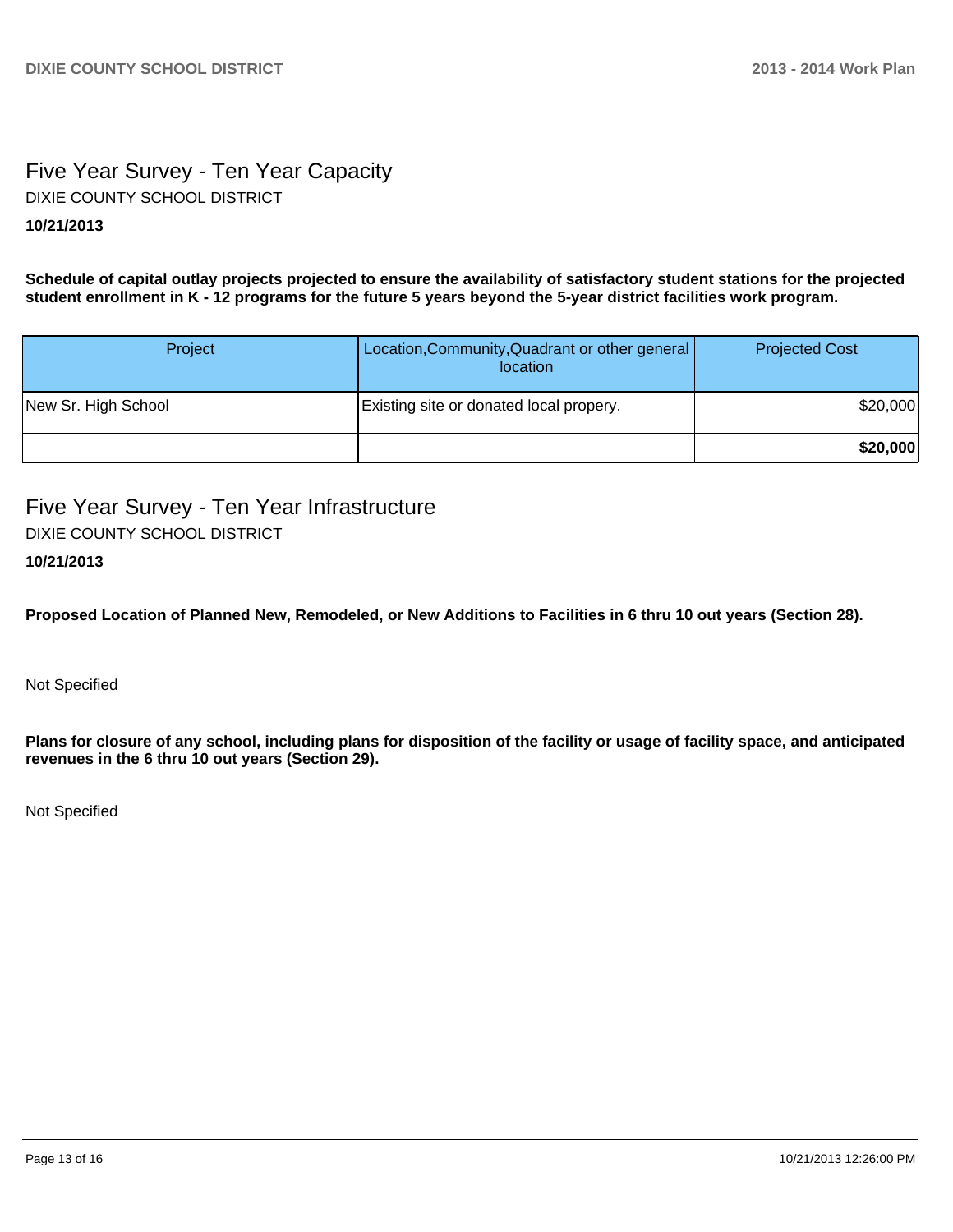## Five Year Survey - Ten Year Capacity

DIXIE COUNTY SCHOOL DISTRICT

**10/21/2013**

**Schedule of capital outlay projects projected to ensure the availability of satisfactory student stations for the projected student enrollment in K - 12 programs for the future 5 years beyond the 5-year district facilities work program.**

| Project | Location,Community,Quadrant or other general location | Projected Cost |
|---|---|---|
| New Sr. High School | Existing site or donated local propery. | $20,000 |
| | | **$20,000** |

## Five Year Survey - Ten Year Infrastructure

DIXIE COUNTY SCHOOL DISTRICT

**10/21/2013**

**Proposed Location of Planned New, Remodeled, or New Additions to Facilities in 6 thru 10 out years (Section 28).**

Not Specified

**Plans for closure of any school, including plans for disposition of the facility or usage of facility space, and anticipated revenues in the 6 thru 10 out years (Section 29).**

Not Specified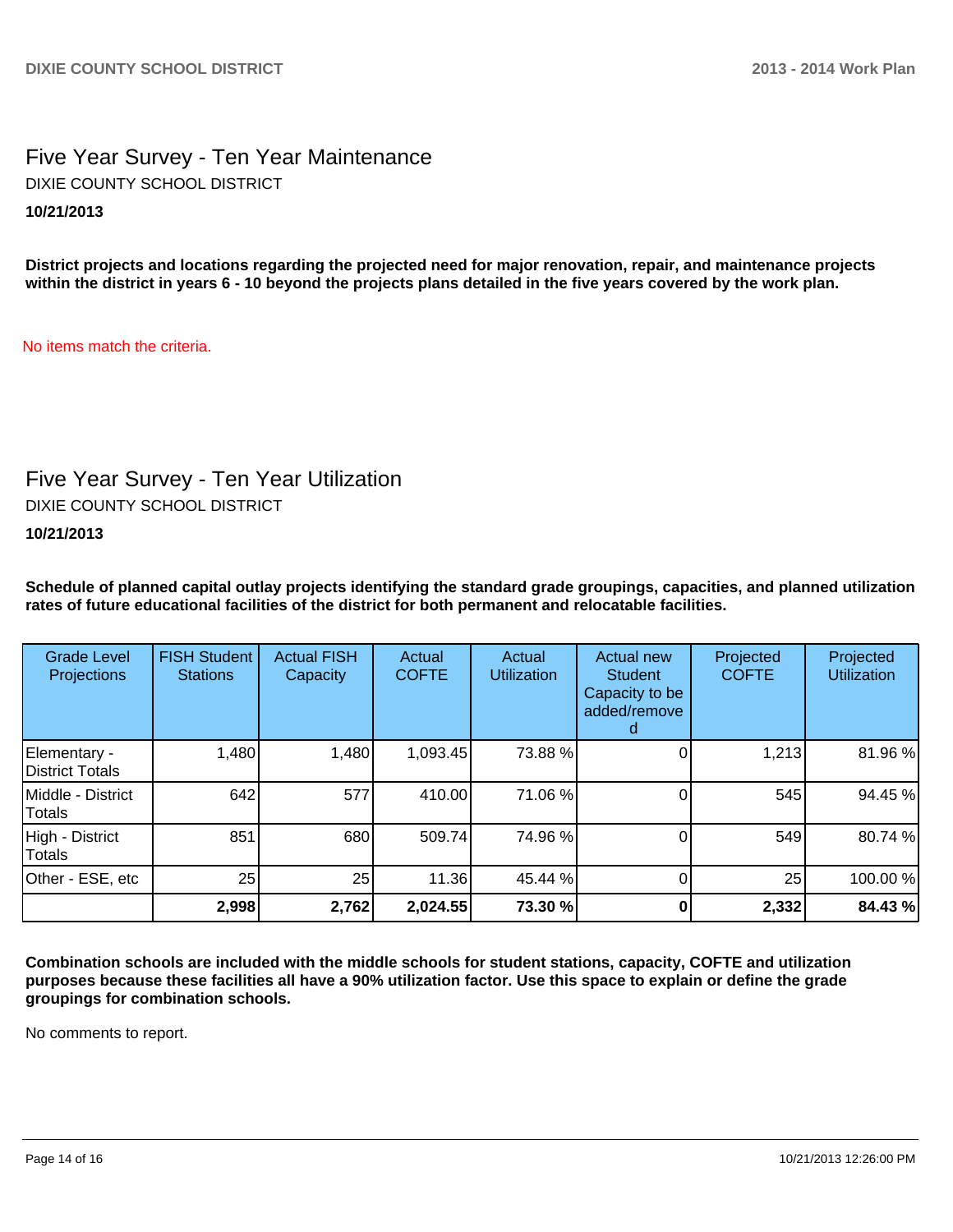## Five Year Survey - Ten Year Maintenance

DIXIE COUNTY SCHOOL DISTRICT

**10/21/2013**

**District projects and locations regarding the projected need for major renovation, repair, and maintenance projects within the district in years 6 - 10 beyond the projects plans detailed in the five years covered by the work plan.**

No items match the criteria.

## Five Year Survey - Ten Year Utilization

DIXIE COUNTY SCHOOL DISTRICT

**10/21/2013**

**Schedule of planned capital outlay projects identifying the standard grade groupings, capacities, and planned utilization rates of future educational facilities of the district for both permanent and relocatable facilities.**

| Grade Level Projections | FISH Student Stations | Actual FISH Capacity | Actual COFTE | Actual Utilization | Actual new Student Capacity to be added/removed | Projected COFTE | Projected Utilization |
|---|---|---|---|---|---|---|---|
| Elementary - District Totals | 1,480 | 1,480 | 1,093.45 | 73.88 % | 0 | 1,213 | 81.96 % |
| Middle - District Totals | 642 | 577 | 410.00 | 71.06 % | 0 | 545 | 94.45 % |
| High - District Totals | 851 | 680 | 509.74 | 74.96 % | 0 | 549 | 80.74 % |
| Other - ESE, etc | 25 | 25 | 11.36 | 45.44 % | 0 | 25 | 100.00 % |
| | **2,998** | **2,762** | **2,024.55** | **73.30 %** | **0** | **2,332** | **84.43 %** |

**Combination schools are included with the middle schools for student stations, capacity, COFTE and utilization purposes because these facilities all have a 90% utilization factor. Use this space to explain or define the grade groupings for combination schools.**

No comments to report.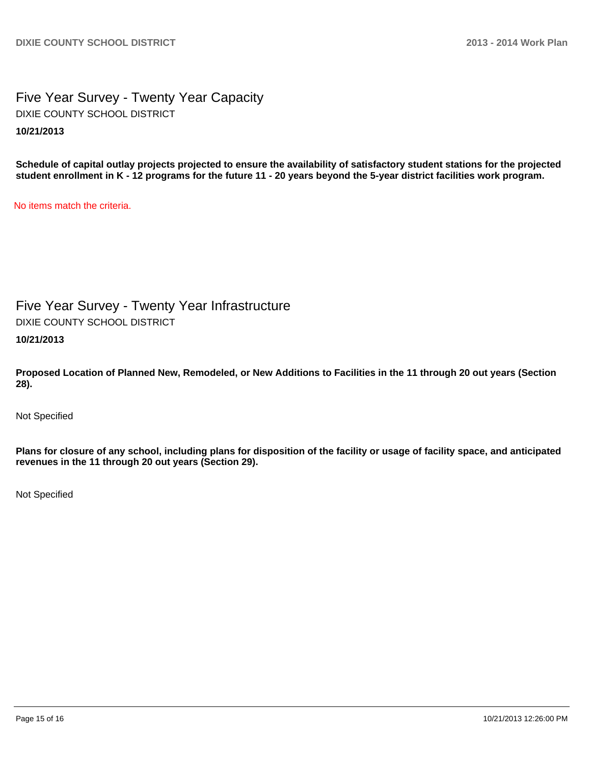## Five Year Survey - Twenty Year Capacity

DIXIE COUNTY SCHOOL DISTRICT

**10/21/2013**

**Schedule of capital outlay projects projected to ensure the availability of satisfactory student stations for the projected student enrollment in K - 12 programs for the future 11 - 20 years beyond the 5-year district facilities work program.**

No items match the criteria.

## Five Year Survey - Twenty Year Infrastructure

DIXIE COUNTY SCHOOL DISTRICT

**10/21/2013**

**Proposed Location of Planned New, Remodeled, or New Additions to Facilities in the 11 through 20 out years (Section 28).**

Not Specified

**Plans for closure of any school, including plans for disposition of the facility or usage of facility space, and anticipated revenues in the 11 through 20 out years (Section 29).**

Not Specified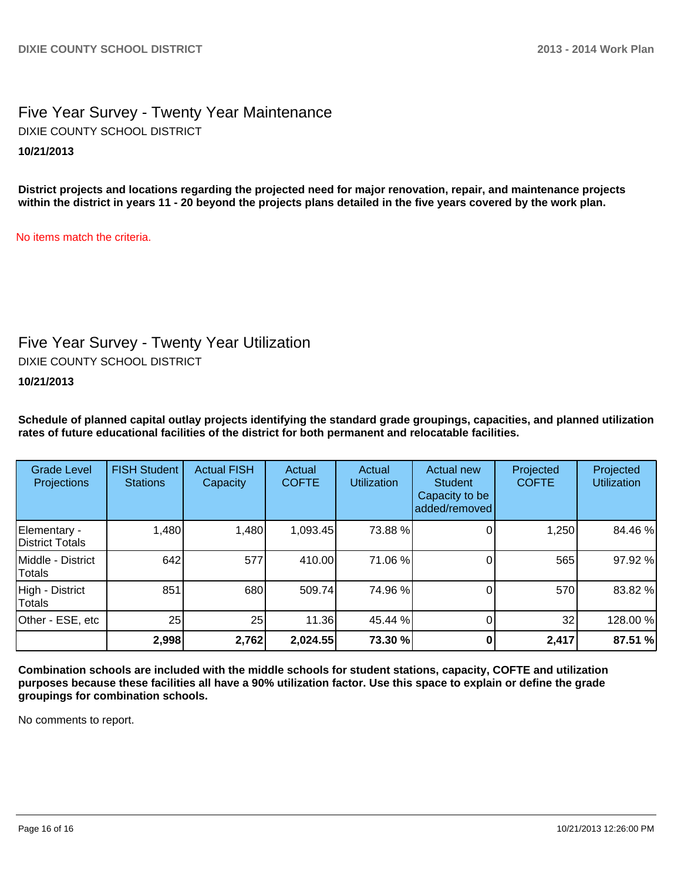## Five Year Survey - Twenty Year Maintenance

DIXIE COUNTY SCHOOL DISTRICT

**10/21/2013**

**District projects and locations regarding the projected need for major renovation, repair, and maintenance projects within the district in years 11 - 20 beyond the projects plans detailed in the five years covered by the work plan.**

No items match the criteria.

## Five Year Survey - Twenty Year Utilization

DIXIE COUNTY SCHOOL DISTRICT

**10/21/2013**

**Schedule of planned capital outlay projects identifying the standard grade groupings, capacities, and planned utilization rates of future educational facilities of the district for both permanent and relocatable facilities.**

| Grade Level Projections | FISH Student Stations | Actual FISH Capacity | Actual COFTE | Actual Utilization | Actual new Student Capacity to be added/removed | Projected COFTE | Projected Utilization |
|---|---|---|---|---|---|---|---|
| Elementary - District Totals | 1,480 | 1,480 | 1,093.45 | 73.88 % | 0 | 1,250 | 84.46 % |
| Middle - District Totals | 642 | 577 | 410.00 | 71.06 % | 0 | 565 | 97.92 % |
| High - District Totals | 851 | 680 | 509.74 | 74.96 % | 0 | 570 | 83.82 % |
| Other - ESE, etc | 25 | 25 | 11.36 | 45.44 % | 0 | 32 | 128.00 % |
| | **2,998** | **2,762** | **2,024.55** | **73.30 %** | **0** | **2,417** | **87.51 %** |

**Combination schools are included with the middle schools for student stations, capacity, COFTE and utilization purposes because these facilities all have a 90% utilization factor. Use this space to explain or define the grade groupings for combination schools.**

No comments to report.